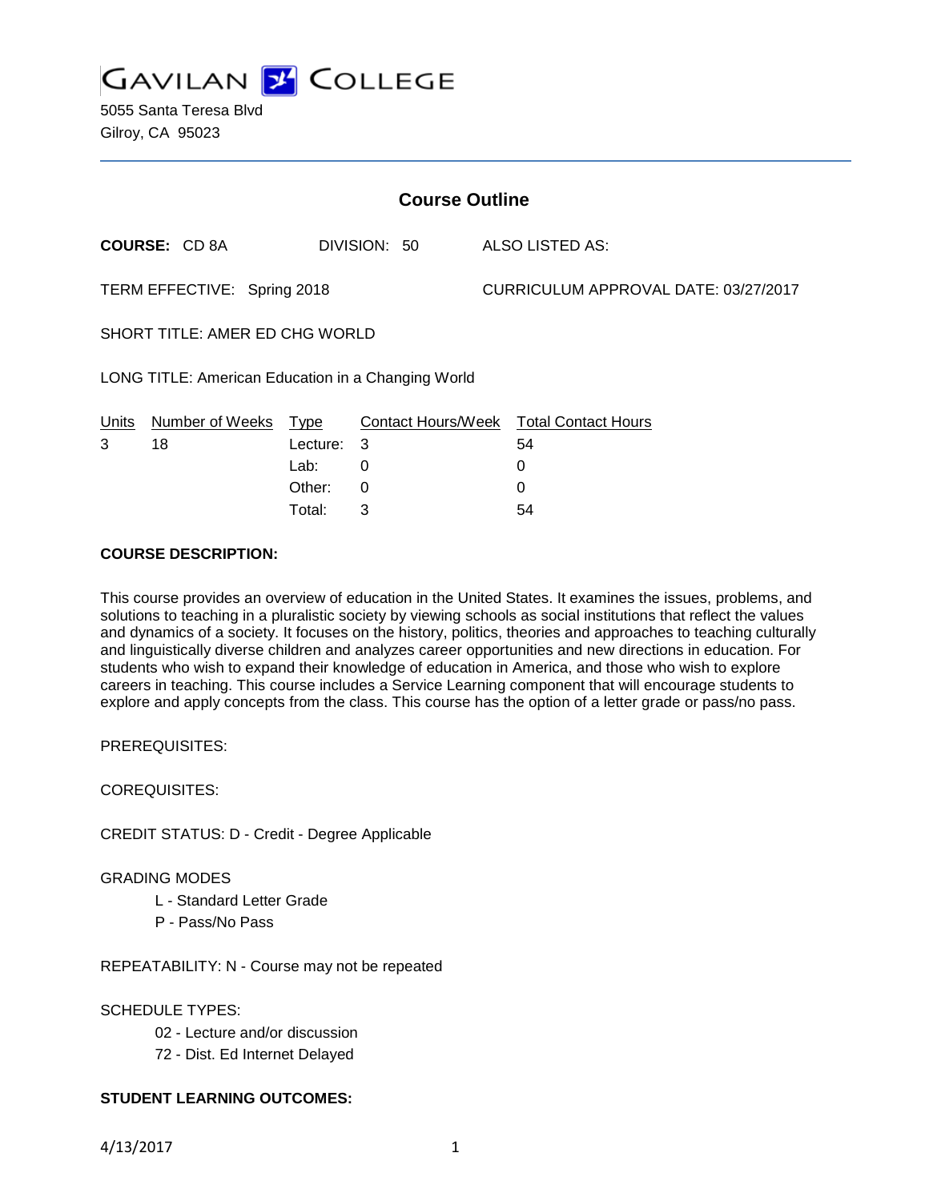# GAVILAN COLLEGE

5055 Santa Teresa Blvd
Gilroy, CA 95023

## Course Outline

**COURSE:** CD 8A DIVISION: 50 ALSO LISTED AS:

TERM EFFECTIVE: Spring 2018 CURRICULUM APPROVAL DATE: 03/27/2017

SHORT TITLE: AMER ED CHG WORLD

LONG TITLE: American Education in a Changing World

| Units | Number of Weeks | Type | Contact Hours/Week | Total Contact Hours |
|---|---|---|---|---|
| 3 | 18 | Lecture: | 3 | 54 |
| | | Lab: | 0 | 0 |
| | | Other: | 0 | 0 |
| | | Total: | 3 | 54 |

**COURSE DESCRIPTION:**

This course provides an overview of education in the United States. It examines the issues, problems, and solutions to teaching in a pluralistic society by viewing schools as social institutions that reflect the values and dynamics of a society. It focuses on the history, politics, theories and approaches to teaching culturally and linguistically diverse children and analyzes career opportunities and new directions in education. For students who wish to expand their knowledge of education in America, and those who wish to explore careers in teaching. This course includes a Service Learning component that will encourage students to explore and apply concepts from the class. This course has the option of a letter grade or pass/no pass.

PREREQUISITES:

COREQUISITES:

CREDIT STATUS: D - Credit - Degree Applicable

GRADING MODES

- L - Standard Letter Grade
- P - Pass/No Pass

REPEATABILITY: N - Course may not be repeated

SCHEDULE TYPES:

- 02 - Lecture and/or discussion
- 72 - Dist. Ed Internet Delayed

**STUDENT LEARNING OUTCOMES:**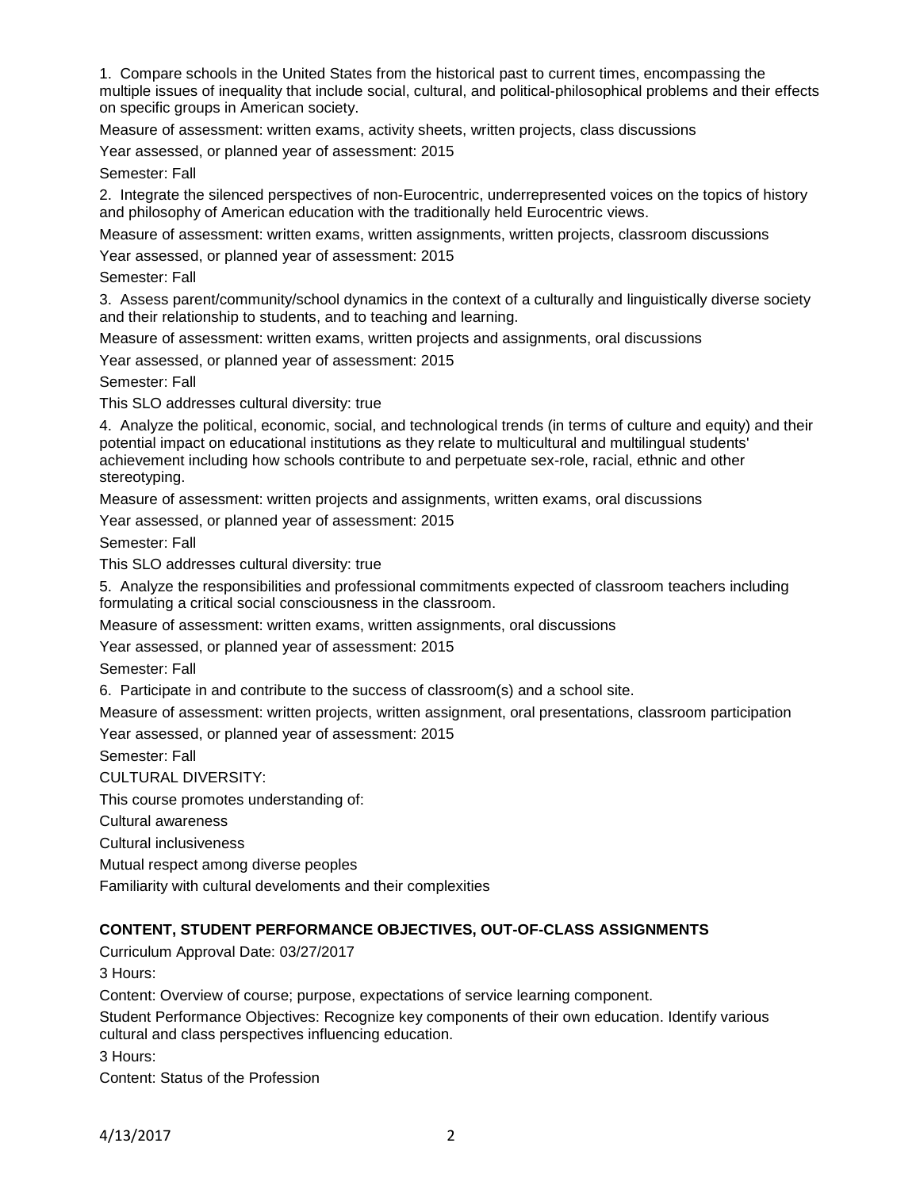1. Compare schools in the United States from the historical past to current times, encompassing the multiple issues of inequality that include social, cultural, and political-philosophical problems and their effects on specific groups in American society.

Measure of assessment: written exams, activity sheets, written projects, class discussions

Year assessed, or planned year of assessment: 2015

Semester: Fall

2. Integrate the silenced perspectives of non-Eurocentric, underrepresented voices on the topics of history and philosophy of American education with the traditionally held Eurocentric views.

Measure of assessment: written exams, written assignments, written projects, classroom discussions

Year assessed, or planned year of assessment: 2015

Semester: Fall

3. Assess parent/community/school dynamics in the context of a culturally and linguistically diverse society and their relationship to students, and to teaching and learning.

Measure of assessment: written exams, written projects and assignments, oral discussions

Year assessed, or planned year of assessment: 2015

Semester: Fall

This SLO addresses cultural diversity: true

4. Analyze the political, economic, social, and technological trends (in terms of culture and equity) and their potential impact on educational institutions as they relate to multicultural and multilingual students' achievement including how schools contribute to and perpetuate sex-role, racial, ethnic and other stereotyping.

Measure of assessment: written projects and assignments, written exams, oral discussions

Year assessed, or planned year of assessment: 2015

Semester: Fall

This SLO addresses cultural diversity: true

5. Analyze the responsibilities and professional commitments expected of classroom teachers including formulating a critical social consciousness in the classroom.

Measure of assessment: written exams, written assignments, oral discussions

Year assessed, or planned year of assessment: 2015

Semester: Fall

6. Participate in and contribute to the success of classroom(s) and a school site.

Measure of assessment: written projects, written assignment, oral presentations, classroom participation

Year assessed, or planned year of assessment: 2015

Semester: Fall

CULTURAL DIVERSITY:

This course promotes understanding of:

Cultural awareness

Cultural inclusiveness

Mutual respect among diverse peoples

Familiarity with cultural develoments and their complexities

## CONTENT, STUDENT PERFORMANCE OBJECTIVES, OUT-OF-CLASS ASSIGNMENTS

Curriculum Approval Date: 03/27/2017

3 Hours:

Content: Overview of course; purpose, expectations of service learning component.

Student Performance Objectives: Recognize key components of their own education. Identify various cultural and class perspectives influencing education.

3 Hours:

Content: Status of the Profession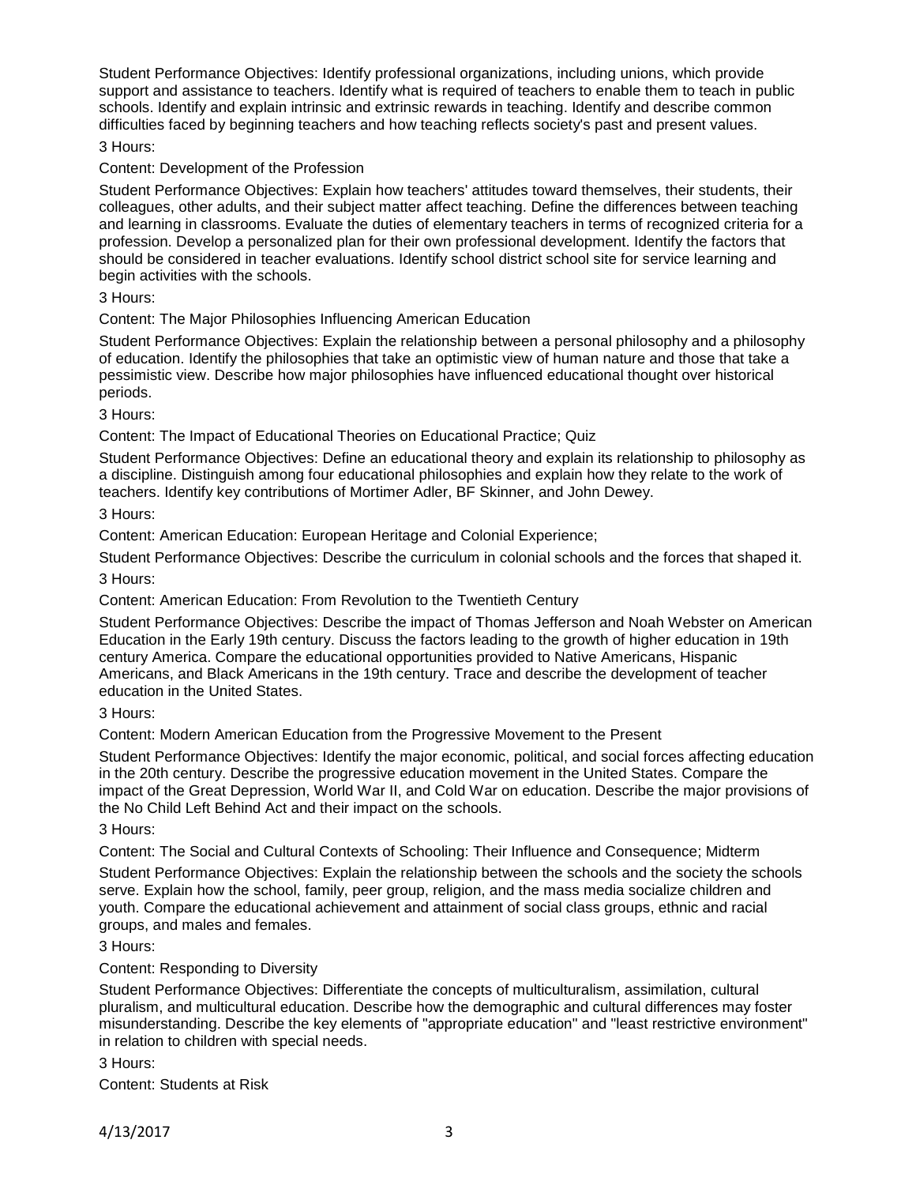Student Performance Objectives: Identify professional organizations, including unions, which provide support and assistance to teachers. Identify what is required of teachers to enable them to teach in public schools. Identify and explain intrinsic and extrinsic rewards in teaching. Identify and describe common difficulties faced by beginning teachers and how teaching reflects society's past and present values.

3 Hours:

Content: Development of the Profession

Student Performance Objectives: Explain how teachers' attitudes toward themselves, their students, their colleagues, other adults, and their subject matter affect teaching. Define the differences between teaching and learning in classrooms. Evaluate the duties of elementary teachers in terms of recognized criteria for a profession. Develop a personalized plan for their own professional development. Identify the factors that should be considered in teacher evaluations. Identify school district school site for service learning and begin activities with the schools.

3 Hours:

Content: The Major Philosophies Influencing American Education

Student Performance Objectives: Explain the relationship between a personal philosophy and a philosophy of education. Identify the philosophies that take an optimistic view of human nature and those that take a pessimistic view. Describe how major philosophies have influenced educational thought over historical periods.

3 Hours:

Content: The Impact of Educational Theories on Educational Practice; Quiz

Student Performance Objectives: Define an educational theory and explain its relationship to philosophy as a discipline. Distinguish among four educational philosophies and explain how they relate to the work of teachers. Identify key contributions of Mortimer Adler, BF Skinner, and John Dewey.

3 Hours:

Content: American Education: European Heritage and Colonial Experience;

Student Performance Objectives: Describe the curriculum in colonial schools and the forces that shaped it.

3 Hours:

Content: American Education: From Revolution to the Twentieth Century

Student Performance Objectives: Describe the impact of Thomas Jefferson and Noah Webster on American Education in the Early 19th century. Discuss the factors leading to the growth of higher education in 19th century America. Compare the educational opportunities provided to Native Americans, Hispanic Americans, and Black Americans in the 19th century. Trace and describe the development of teacher education in the United States.

3 Hours:

Content: Modern American Education from the Progressive Movement to the Present

Student Performance Objectives: Identify the major economic, political, and social forces affecting education in the 20th century. Describe the progressive education movement in the United States. Compare the impact of the Great Depression, World War II, and Cold War on education. Describe the major provisions of the No Child Left Behind Act and their impact on the schools.

3 Hours:

Content: The Social and Cultural Contexts of Schooling: Their Influence and Consequence; Midterm

Student Performance Objectives: Explain the relationship between the schools and the society the schools serve. Explain how the school, family, peer group, religion, and the mass media socialize children and youth. Compare the educational achievement and attainment of social class groups, ethnic and racial groups, and males and females.

3 Hours:

Content: Responding to Diversity

Student Performance Objectives: Differentiate the concepts of multiculturalism, assimilation, cultural pluralism, and multicultural education. Describe how the demographic and cultural differences may foster misunderstanding. Describe the key elements of "appropriate education" and "least restrictive environment" in relation to children with special needs.

3 Hours:

Content: Students at Risk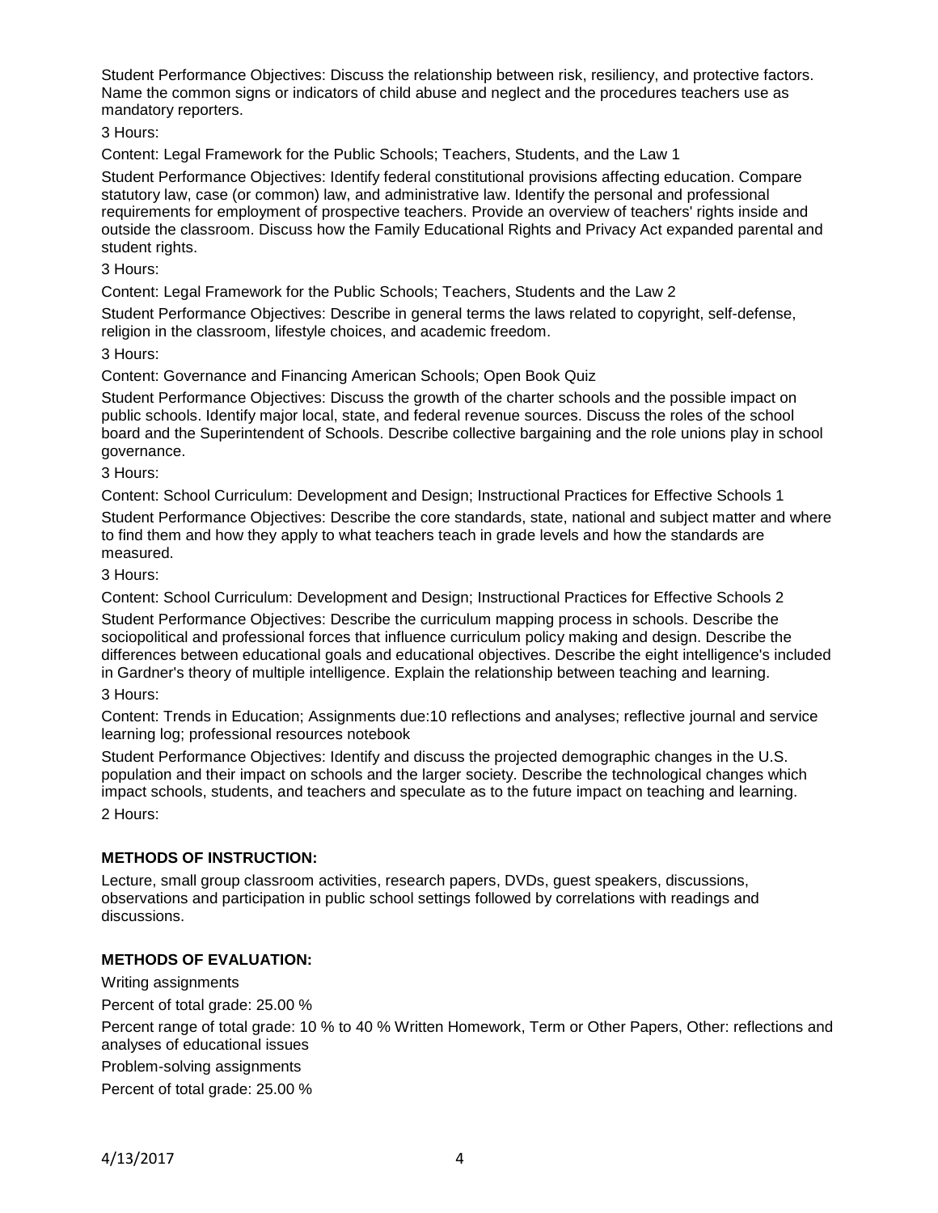Student Performance Objectives: Discuss the relationship between risk, resiliency, and protective factors. Name the common signs or indicators of child abuse and neglect and the procedures teachers use as mandatory reporters.

3 Hours:

Content: Legal Framework for the Public Schools; Teachers, Students, and the Law 1

Student Performance Objectives: Identify federal constitutional provisions affecting education. Compare statutory law, case (or common) law, and administrative law. Identify the personal and professional requirements for employment of prospective teachers. Provide an overview of teachers' rights inside and outside the classroom. Discuss how the Family Educational Rights and Privacy Act expanded parental and student rights.

3 Hours:

Content: Legal Framework for the Public Schools; Teachers, Students and the Law 2

Student Performance Objectives: Describe in general terms the laws related to copyright, self-defense, religion in the classroom, lifestyle choices, and academic freedom.

3 Hours:

Content: Governance and Financing American Schools; Open Book Quiz

Student Performance Objectives: Discuss the growth of the charter schools and the possible impact on public schools. Identify major local, state, and federal revenue sources. Discuss the roles of the school board and the Superintendent of Schools. Describe collective bargaining and the role unions play in school governance.

3 Hours:

Content: School Curriculum: Development and Design; Instructional Practices for Effective Schools 1

Student Performance Objectives: Describe the core standards, state, national and subject matter and where to find them and how they apply to what teachers teach in grade levels and how the standards are measured.

3 Hours:

Content: School Curriculum: Development and Design; Instructional Practices for Effective Schools 2

Student Performance Objectives: Describe the curriculum mapping process in schools. Describe the sociopolitical and professional forces that influence curriculum policy making and design. Describe the differences between educational goals and educational objectives. Describe the eight intelligence's included in Gardner's theory of multiple intelligence. Explain the relationship between teaching and learning.

3 Hours:

Content: Trends in Education; Assignments due:10 reflections and analyses; reflective journal and service learning log; professional resources notebook

Student Performance Objectives: Identify and discuss the projected demographic changes in the U.S. population and their impact on schools and the larger society. Describe the technological changes which impact schools, students, and teachers and speculate as to the future impact on teaching and learning.

2 Hours:

**METHODS OF INSTRUCTION:**

Lecture, small group classroom activities, research papers, DVDs, guest speakers, discussions, observations and participation in public school settings followed by correlations with readings and discussions.

**METHODS OF EVALUATION:**

Writing assignments

Percent of total grade: 25.00 %

Percent range of total grade: 10 % to 40 % Written Homework, Term or Other Papers, Other: reflections and analyses of educational issues

Problem-solving assignments

Percent of total grade: 25.00 %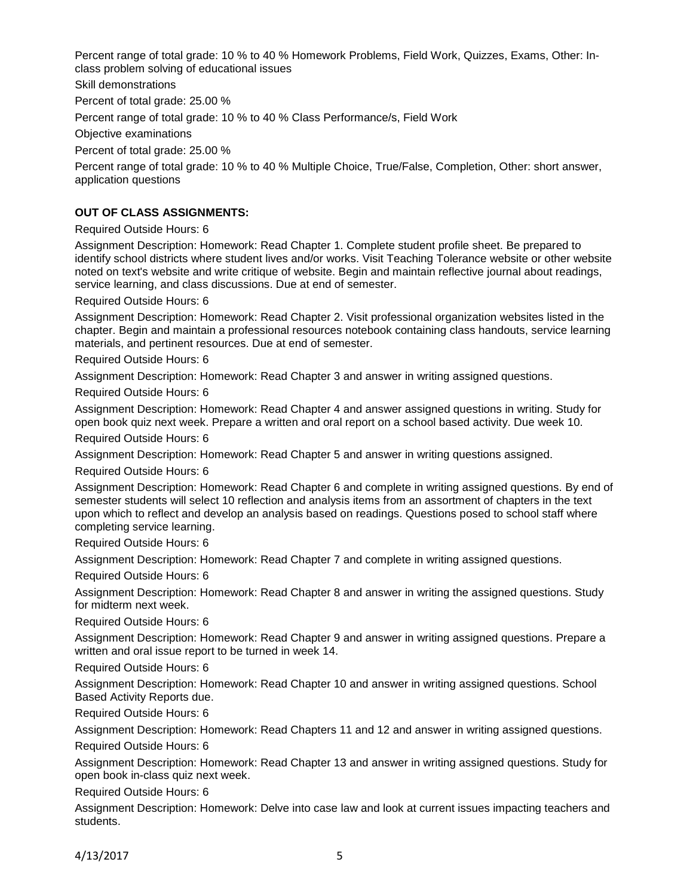Percent range of total grade: 10 % to 40 % Homework Problems, Field Work, Quizzes, Exams, Other: In-class problem solving of educational issues

Skill demonstrations

Percent of total grade: 25.00 %

Percent range of total grade: 10 % to 40 % Class Performance/s, Field Work

Objective examinations

Percent of total grade: 25.00 %

Percent range of total grade: 10 % to 40 % Multiple Choice, True/False, Completion, Other: short answer, application questions

**OUT OF CLASS ASSIGNMENTS:**

Required Outside Hours: 6

Assignment Description: Homework: Read Chapter 1. Complete student profile sheet. Be prepared to identify school districts where student lives and/or works. Visit Teaching Tolerance website or other website noted on text's website and write critique of website. Begin and maintain reflective journal about readings, service learning, and class discussions. Due at end of semester.

Required Outside Hours: 6

Assignment Description: Homework: Read Chapter 2. Visit professional organization websites listed in the chapter. Begin and maintain a professional resources notebook containing class handouts, service learning materials, and pertinent resources. Due at end of semester.

Required Outside Hours: 6

Assignment Description: Homework: Read Chapter 3 and answer in writing assigned questions.

Required Outside Hours: 6

Assignment Description: Homework: Read Chapter 4 and answer assigned questions in writing. Study for open book quiz next week. Prepare a written and oral report on a school based activity. Due week 10.

Required Outside Hours: 6

Assignment Description: Homework: Read Chapter 5 and answer in writing questions assigned.

Required Outside Hours: 6

Assignment Description: Homework: Read Chapter 6 and complete in writing assigned questions. By end of semester students will select 10 reflection and analysis items from an assortment of chapters in the text upon which to reflect and develop an analysis based on readings. Questions posed to school staff where completing service learning.

Required Outside Hours: 6

Assignment Description: Homework: Read Chapter 7 and complete in writing assigned questions.

Required Outside Hours: 6

Assignment Description: Homework: Read Chapter 8 and answer in writing the assigned questions. Study for midterm next week.

Required Outside Hours: 6

Assignment Description: Homework: Read Chapter 9 and answer in writing assigned questions. Prepare a written and oral issue report to be turned in week 14.

Required Outside Hours: 6

Assignment Description: Homework: Read Chapter 10 and answer in writing assigned questions. School Based Activity Reports due.

Required Outside Hours: 6

Assignment Description: Homework: Read Chapters 11 and 12 and answer in writing assigned questions.

Required Outside Hours: 6

Assignment Description: Homework: Read Chapter 13 and answer in writing assigned questions. Study for open book in-class quiz next week.

Required Outside Hours: 6

Assignment Description: Homework: Delve into case law and look at current issues impacting teachers and students.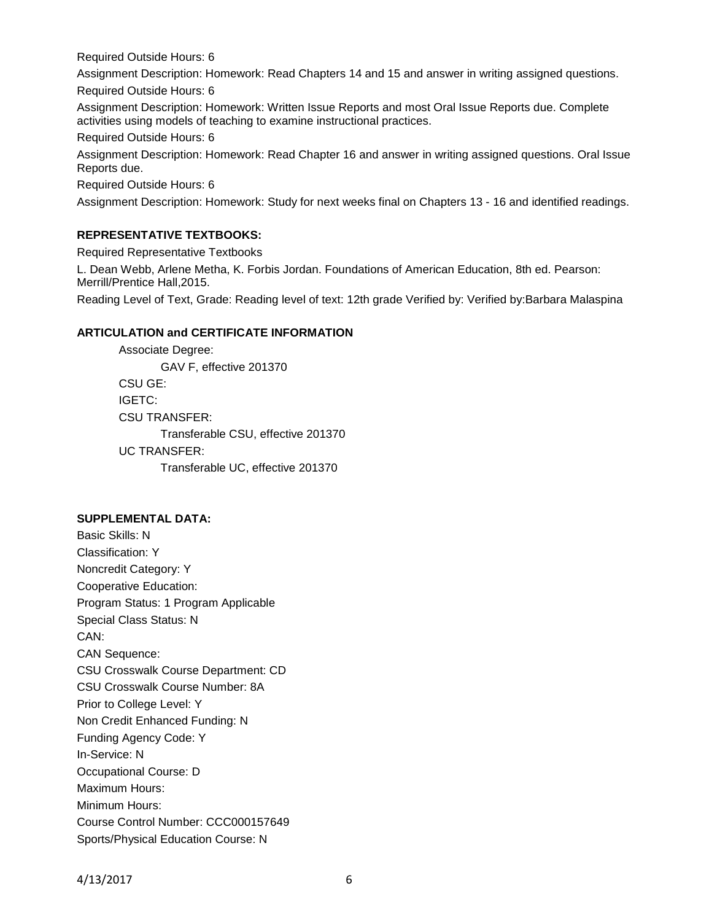Required Outside Hours: 6

Assignment Description: Homework: Read Chapters 14 and 15 and answer in writing assigned questions.

Required Outside Hours: 6

Assignment Description: Homework: Written Issue Reports and most Oral Issue Reports due. Complete activities using models of teaching to examine instructional practices.

Required Outside Hours: 6

Assignment Description: Homework: Read Chapter 16 and answer in writing assigned questions. Oral Issue Reports due.

Required Outside Hours: 6

Assignment Description: Homework: Study for next weeks final on Chapters 13 - 16 and identified readings.

**REPRESENTATIVE TEXTBOOKS:**

Required Representative Textbooks

L. Dean Webb, Arlene Metha, K. Forbis Jordan. Foundations of American Education, 8th ed. Pearson: Merrill/Prentice Hall,2015.

Reading Level of Text, Grade: Reading level of text: 12th grade Verified by: Verified by:Barbara Malaspina

**ARTICULATION and CERTIFICATE INFORMATION**

Associate Degree:
GAV F, effective 201370
CSU GE:
IGETC:
CSU TRANSFER:
Transferable CSU, effective 201370
UC TRANSFER:
Transferable UC, effective 201370

**SUPPLEMENTAL DATA:**

Basic Skills: N
Classification: Y
Noncredit Category: Y
Cooperative Education:
Program Status: 1 Program Applicable
Special Class Status: N
CAN:
CAN Sequence:
CSU Crosswalk Course Department: CD
CSU Crosswalk Course Number: 8A
Prior to College Level: Y
Non Credit Enhanced Funding: N
Funding Agency Code: Y
In-Service: N
Occupational Course: D
Maximum Hours:
Minimum Hours:
Course Control Number: CCC000157649
Sports/Physical Education Course: N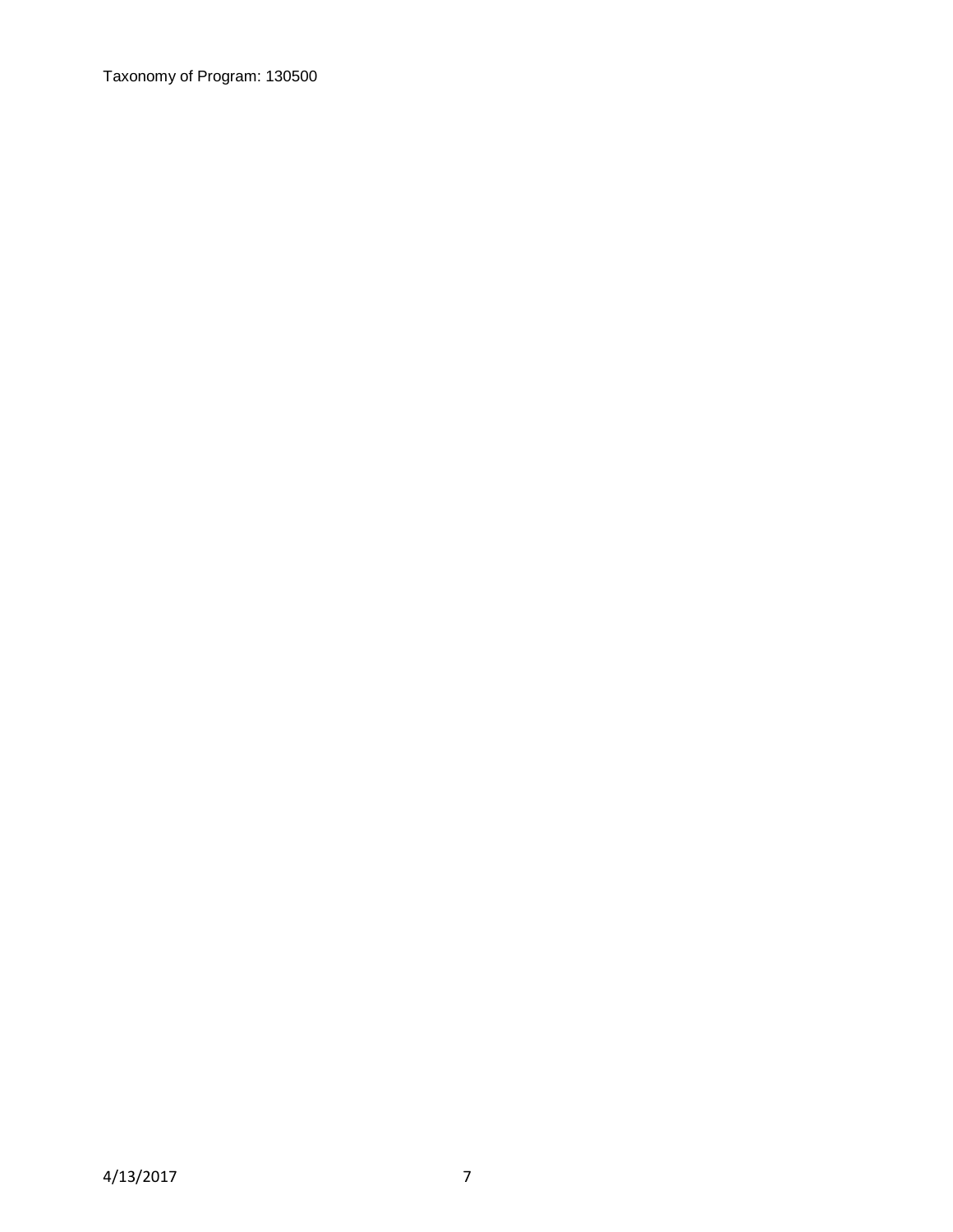Taxonomy of Program: 130500